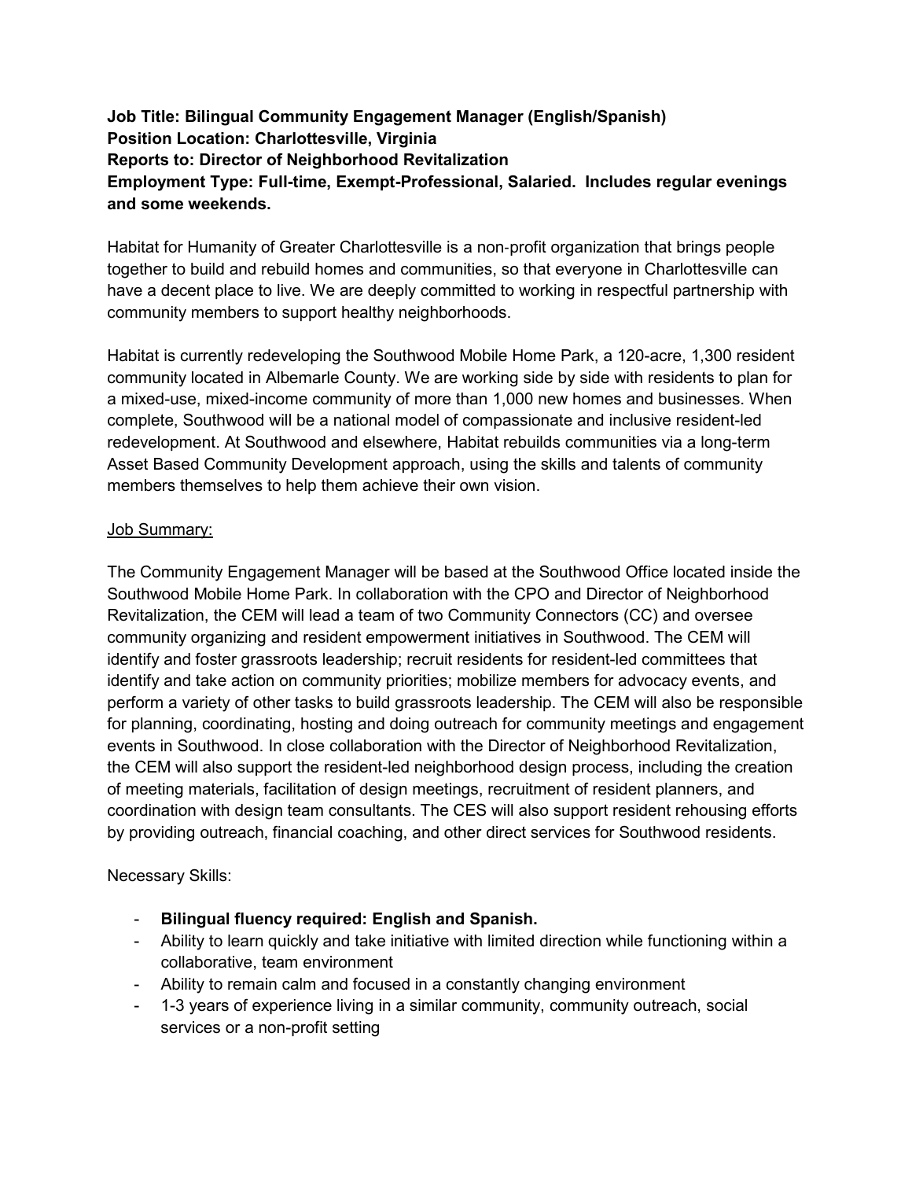**Job Title: Bilingual Community Engagement Manager (English/Spanish)**
**Position Location: Charlottesville, Virginia**
**Reports to: Director of Neighborhood Revitalization**
**Employment Type: Full-time, Exempt-Professional, Salaried. Includes regular evenings and some weekends.**

Habitat for Humanity of Greater Charlottesville is a non-profit organization that brings people together to build and rebuild homes and communities, so that everyone in Charlottesville can have a decent place to live. We are deeply committed to working in respectful partnership with community members to support healthy neighborhoods.

Habitat is currently redeveloping the Southwood Mobile Home Park, a 120-acre, 1,300 resident community located in Albemarle County. We are working side by side with residents to plan for a mixed-use, mixed-income community of more than 1,000 new homes and businesses. When complete, Southwood will be a national model of compassionate and inclusive resident-led redevelopment. At Southwood and elsewhere, Habitat rebuilds communities via a long-term Asset Based Community Development approach, using the skills and talents of community members themselves to help them achieve their own vision.

<u>Job Summary:</u>

The Community Engagement Manager will be based at the Southwood Office located inside the Southwood Mobile Home Park. In collaboration with the CPO and Director of Neighborhood Revitalization, the CEM will lead a team of two Community Connectors (CC) and oversee community organizing and resident empowerment initiatives in Southwood. The CEM will identify and foster grassroots leadership; recruit residents for resident-led committees that identify and take action on community priorities; mobilize members for advocacy events, and perform a variety of other tasks to build grassroots leadership. The CEM will also be responsible for planning, coordinating, hosting and doing outreach for community meetings and engagement events in Southwood. In close collaboration with the Director of Neighborhood Revitalization, the CEM will also support the resident-led neighborhood design process, including the creation of meeting materials, facilitation of design meetings, recruitment of resident planners, and coordination with design team consultants. The CES will also support resident rehousing efforts by providing outreach, financial coaching, and other direct services for Southwood residents.

Necessary Skills:

- **Bilingual fluency required: English and Spanish.**
- Ability to learn quickly and take initiative with limited direction while functioning within a collaborative, team environment
- Ability to remain calm and focused in a constantly changing environment
- 1-3 years of experience living in a similar community, community outreach, social services or a non-profit setting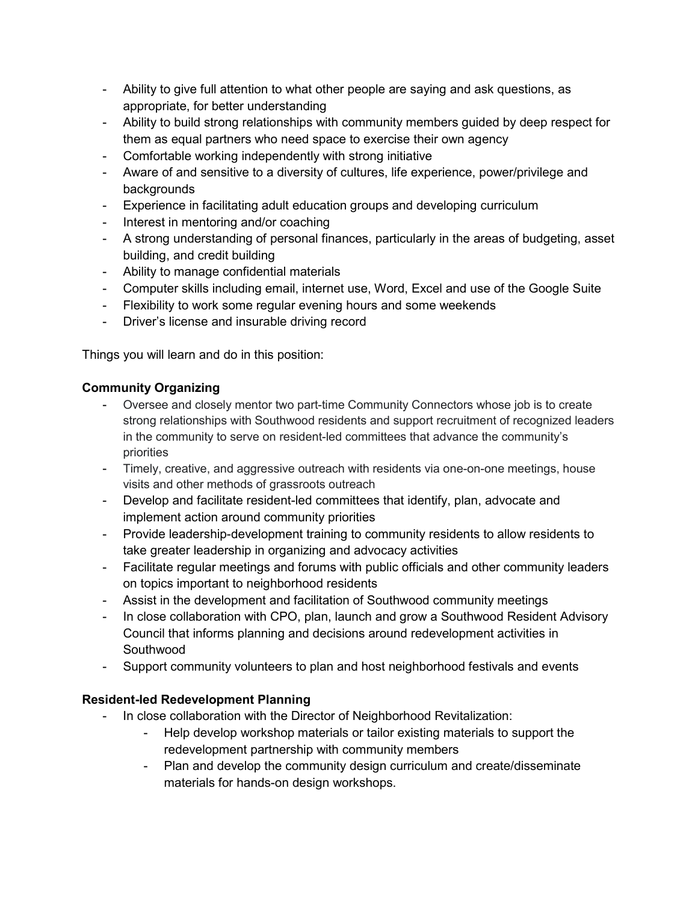- Ability to give full attention to what other people are saying and ask questions, as appropriate, for better understanding
- Ability to build strong relationships with community members guided by deep respect for them as equal partners who need space to exercise their own agency
- Comfortable working independently with strong initiative
- Aware of and sensitive to a diversity of cultures, life experience, power/privilege and backgrounds
- Experience in facilitating adult education groups and developing curriculum
- Interest in mentoring and/or coaching
- A strong understanding of personal finances, particularly in the areas of budgeting, asset building, and credit building
- Ability to manage confidential materials
- Computer skills including email, internet use, Word, Excel and use of the Google Suite
- Flexibility to work some regular evening hours and some weekends
- Driver's license and insurable driving record

Things you will learn and do in this position:

**Community Organizing**

- Oversee and closely mentor two part-time Community Connectors whose job is to create strong relationships with Southwood residents and support recruitment of recognized leaders in the community to serve on resident-led committees that advance the community's priorities
- Timely, creative, and aggressive outreach with residents via one-on-one meetings, house visits and other methods of grassroots outreach
- Develop and facilitate resident-led committees that identify, plan, advocate and implement action around community priorities
- Provide leadership-development training to community residents to allow residents to take greater leadership in organizing and advocacy activities
- Facilitate regular meetings and forums with public officials and other community leaders on topics important to neighborhood residents
- Assist in the development and facilitation of Southwood community meetings
- In close collaboration with CPO, plan, launch and grow a Southwood Resident Advisory Council that informs planning and decisions around redevelopment activities in Southwood
- Support community volunteers to plan and host neighborhood festivals and events

**Resident-led Redevelopment Planning**

- In close collaboration with the Director of Neighborhood Revitalization:
    - Help develop workshop materials or tailor existing materials to support the redevelopment partnership with community members
    - Plan and develop the community design curriculum and create/disseminate materials for hands-on design workshops.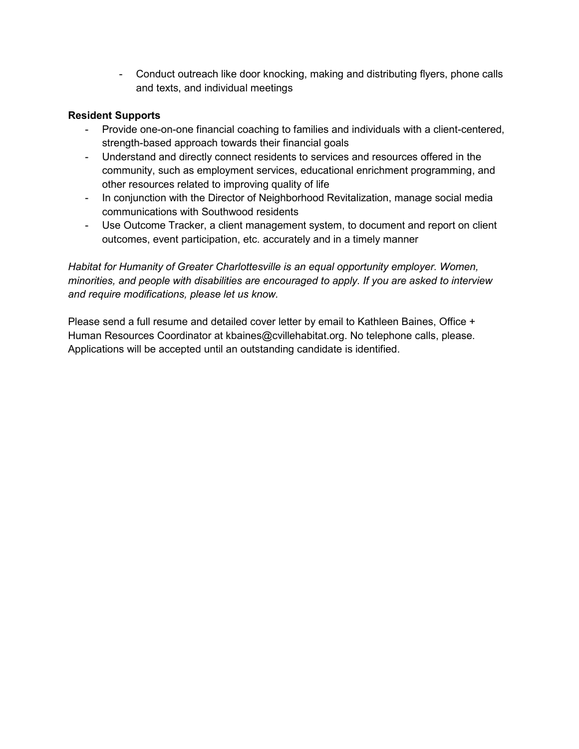- Conduct outreach like door knocking, making and distributing flyers, phone calls and texts, and individual meetings

**Resident Supports**

- Provide one-on-one financial coaching to families and individuals with a client-centered, strength-based approach towards their financial goals
- Understand and directly connect residents to services and resources offered in the community, such as employment services, educational enrichment programming, and other resources related to improving quality of life
- In conjunction with the Director of Neighborhood Revitalization, manage social media communications with Southwood residents
- Use Outcome Tracker, a client management system, to document and report on client outcomes, event participation, etc. accurately and in a timely manner

*Habitat for Humanity of Greater Charlottesville is an equal opportunity employer. Women, minorities, and people with disabilities are encouraged to apply. If you are asked to interview and require modifications, please let us know.*

Please send a full resume and detailed cover letter by email to Kathleen Baines, Office + Human Resources Coordinator at kbaines@cvillehabitat.org. No telephone calls, please. Applications will be accepted until an outstanding candidate is identified.